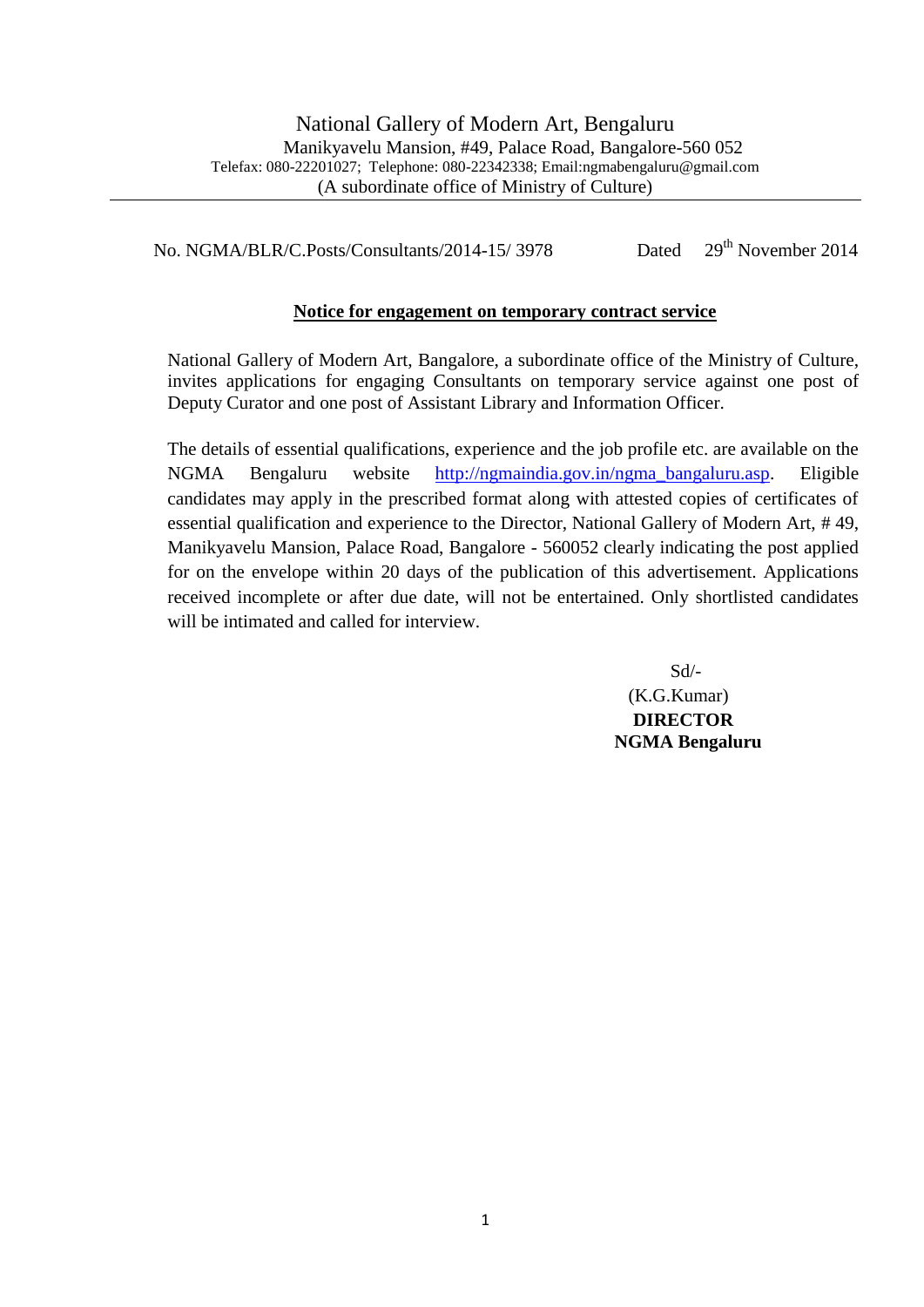# National Gallery of Modern Art, Bengaluru

Manikyavelu Mansion, #49, Palace Road, Bangalore-560 052
Telefax: 080-22201027; Telephone: 080-22342338; Email:ngmabengaluru@gmail.com
(A subordinate office of Ministry of Culture)

---

No. NGMA/BLR/C.Posts/Consultants/2014-15/ 3978 Dated 29th November 2014

## Notice for engagement on temporary contract service

National Gallery of Modern Art, Bangalore, a subordinate office of the Ministry of Culture, invites applications for engaging Consultants on temporary service against one post of Deputy Curator and one post of Assistant Library and Information Officer.

The details of essential qualifications, experience and the job profile etc. are available on the NGMA Bengaluru website [http://ngmaindia.gov.in/ngma_bangaluru.asp](http://ngmaindia.gov.in/ngma_bangaluru.asp). Eligible candidates may apply in the prescribed format along with attested copies of certificates of essential qualification and experience to the Director, National Gallery of Modern Art, # 49, Manikyavelu Mansion, Palace Road, Bangalore - 560052 clearly indicating the post applied for on the envelope within 20 days of the publication of this advertisement. Applications received incomplete or after due date, will not be entertained. Only shortlisted candidates will be intimated and called for interview.

Sd/-
(K.G.Kumar)
**DIRECTOR**
**NGMA Bengaluru**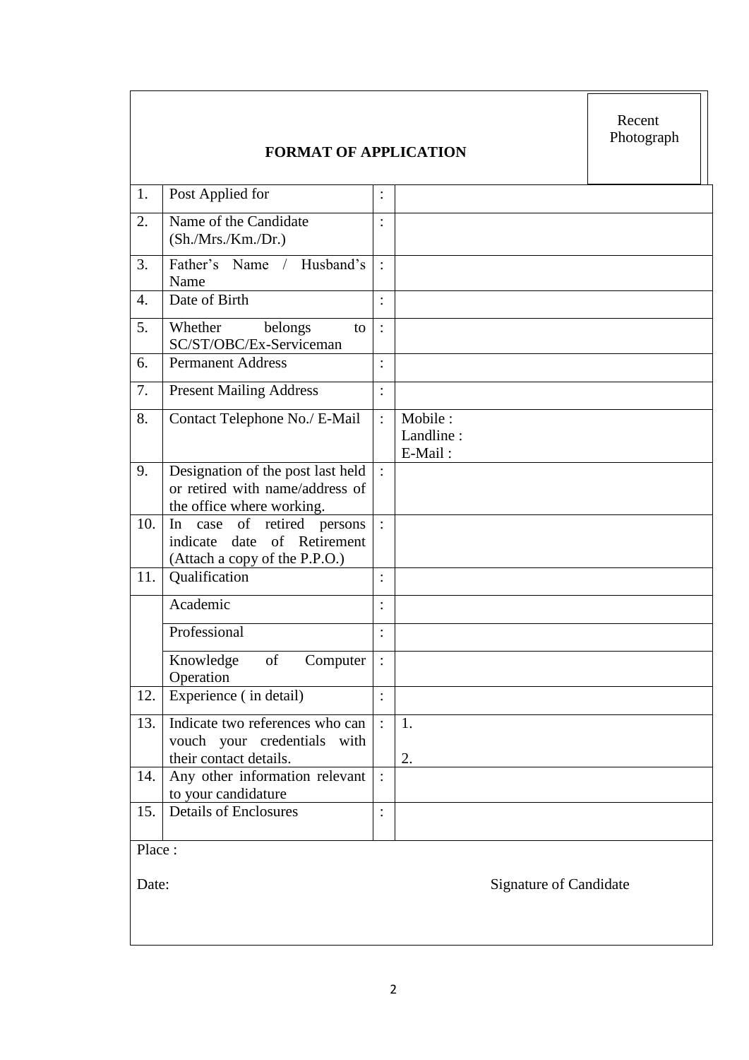Recent Photograph

**FORMAT OF APPLICATION**

| | | | |
|---|---|---|---|
| 1. | Post Applied for | : | |
| 2. | Name of the Candidate (Sh./Mrs./Km./Dr.) | : | |
| 3. | Father's Name / Husband's Name | : | |
| 4. | Date of Birth | : | |
| 5. | Whether belongs to SC/ST/OBC/Ex-Serviceman | : | |
| 6. | Permanent Address | : | |
| 7. | Present Mailing Address | : | |
| 8. | Contact Telephone No./ E-Mail | : | Mobile :<br>Landline :<br>E-Mail : |
| 9. | Designation of the post last held or retired with name/address of the office where working. | : | |
| 10. | In case of retired persons indicate date of Retirement (Attach a copy of the P.P.O.) | : | |
| 11. | Qualification | : | |
| | Academic | : | |
| | Professional | : | |
| | Knowledge of Computer Operation | : | |
| 12. | Experience ( in detail) | : | |
| 13. | Indicate two references who can vouch your credentials with their contact details. | : | 1.<br><br>2. |
| 14. | Any other information relevant to your candidature | : | |
| 15. | Details of Enclosures | : | |

Place :

Date: Signature of Candidate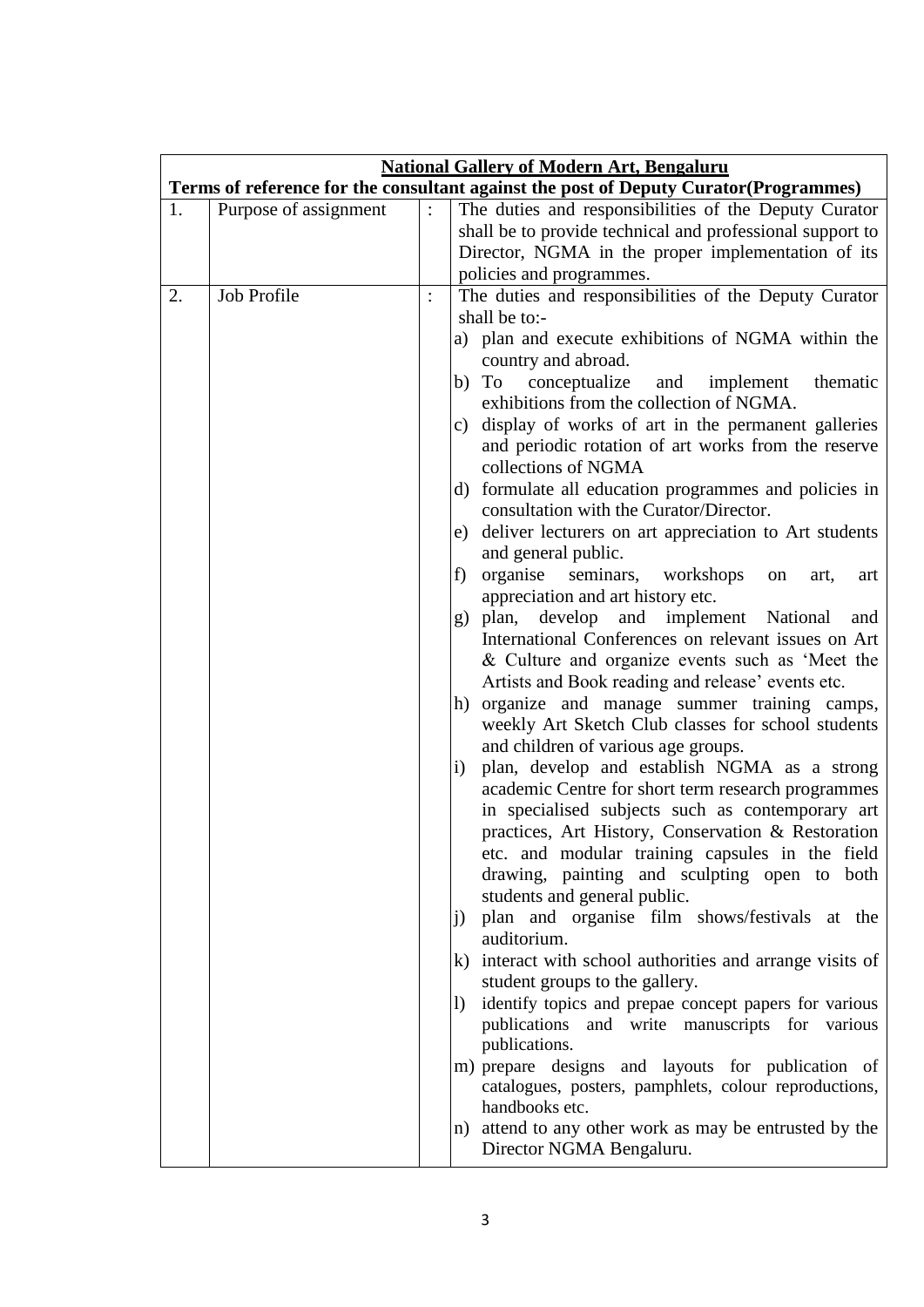| National Gallery of Modern Art, Bengaluru | | | |
|---|---|---|---|
| **Terms of reference for the consultant against the post of Deputy Curator(Programmes)** | | | |
| 1. | Purpose of assignment | : | The duties and responsibilities of the Deputy Curator shall be to provide technical and professional support to Director, NGMA in the proper implementation of its policies and programmes. |
| 2. | Job Profile | : | The duties and responsibilities of the Deputy Curator shall be to:-<br>a) plan and execute exhibitions of NGMA within the country and abroad.<br>b) To conceptualize and implement thematic exhibitions from the collection of NGMA.<br>c) display of works of art in the permanent galleries and periodic rotation of art works from the reserve collections of NGMA<br>d) formulate all education programmes and policies in consultation with the Curator/Director.<br>e) deliver lecturers on art appreciation to Art students and general public.<br>f) organise seminars, workshops on art, art appreciation and art history etc.<br>g) plan, develop and implement National and International Conferences on relevant issues on Art & Culture and organize events such as 'Meet the Artists and Book reading and release' events etc.<br>h) organize and manage summer training camps, weekly Art Sketch Club classes for school students and children of various age groups.<br>i) plan, develop and establish NGMA as a strong academic Centre for short term research programmes in specialised subjects such as contemporary art practices, Art History, Conservation & Restoration etc. and modular training capsules in the field drawing, painting and sculpting open to both students and general public.<br>j) plan and organise film shows/festivals at the auditorium.<br>k) interact with school authorities and arrange visits of student groups to the gallery.<br>l) identify topics and prepae concept papers for various publications and write manuscripts for various publications.<br>m) prepare designs and layouts for publication of catalogues, posters, pamphlets, colour reproductions, handbooks etc.<br>n) attend to any other work as may be entrusted by the Director NGMA Bengaluru. |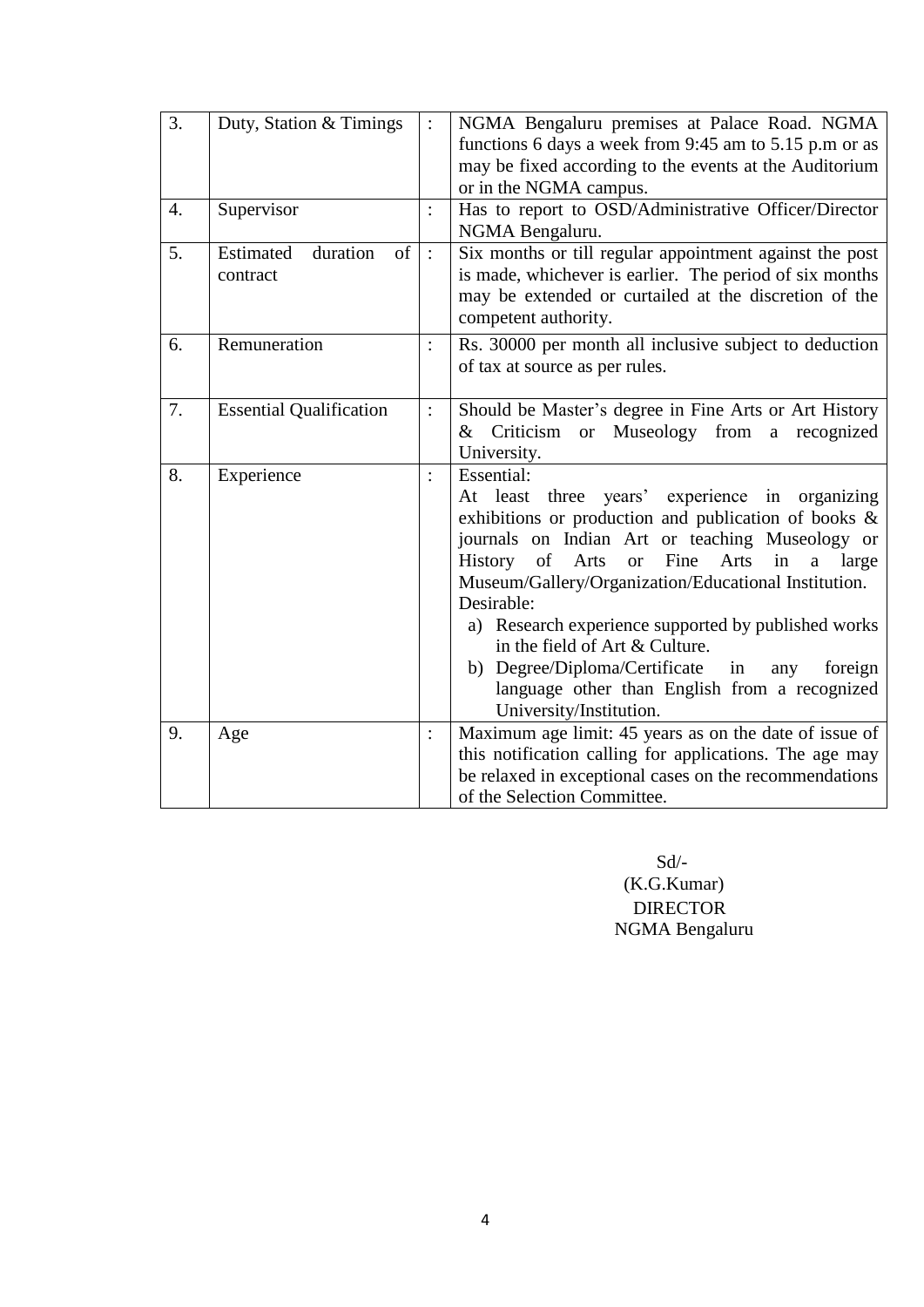| 3. | Duty, Station & Timings | : | NGMA Bengaluru premises at Palace Road. NGMA functions 6 days a week from 9:45 am to 5.15 p.m or as may be fixed according to the events at the Auditorium or in the NGMA campus. |
|---|---|---|---|
| 4. | Supervisor | : | Has to report to OSD/Administrative Officer/Director NGMA Bengaluru. |
| 5. | Estimated duration of contract | : | Six months or till regular appointment against the post is made, whichever is earlier. The period of six months may be extended or curtailed at the discretion of the competent authority. |
| 6. | Remuneration | : | Rs. 30000 per month all inclusive subject to deduction of tax at source as per rules. |
| 7. | Essential Qualification | : | Should be Master's degree in Fine Arts or Art History & Criticism or Museology from a recognized University. |
| 8. | Experience | : | Essential:<br>At least three years' experience in organizing exhibitions or production and publication of books & journals on Indian Art or teaching Museology or History of Arts or Fine Arts in a large Museum/Gallery/Organization/Educational Institution.<br>Desirable:<br>a) Research experience supported by published works in the field of Art & Culture.<br>b) Degree/Diploma/Certificate in any foreign language other than English from a recognized University/Institution. |
| 9. | Age | : | Maximum age limit: 45 years as on the date of issue of this notification calling for applications. The age may be relaxed in exceptional cases on the recommendations of the Selection Committee. |

Sd/-
(K.G.Kumar)
DIRECTOR
NGMA Bengaluru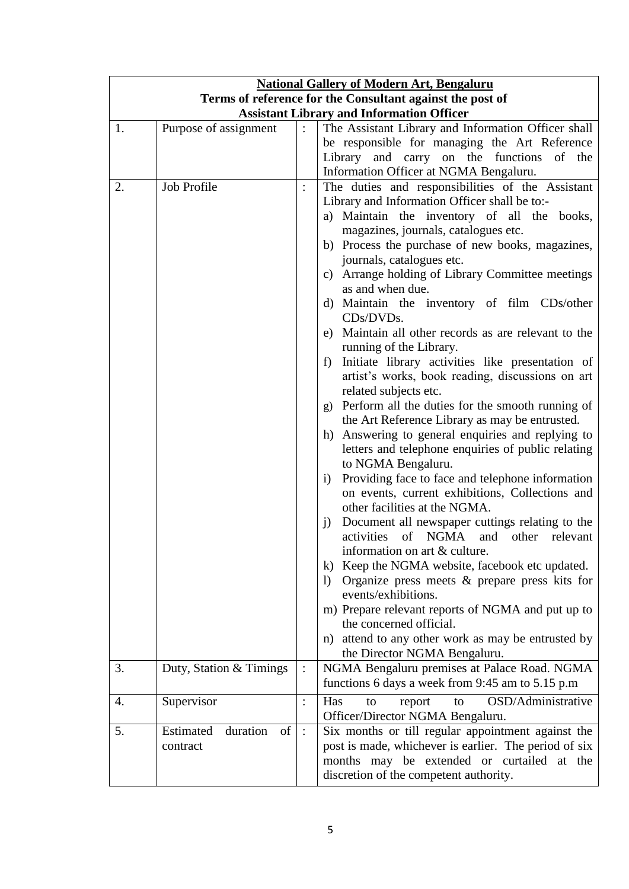**National Gallery of Modern Art, Bengaluru**

**Terms of reference for the Consultant against the post of Assistant Library and Information Officer**

| | | | |
|---|---|---|---|
| 1. | Purpose of assignment | : | The Assistant Library and Information Officer shall be responsible for managing the Art Reference Library and carry on the functions of the Information Officer at NGMA Bengaluru. |
| 2. | Job Profile | : | The duties and responsibilities of the Assistant Library and Information Officer shall be to:-<br>a) Maintain the inventory of all the books, magazines, journals, catalogues etc.<br>b) Process the purchase of new books, magazines, journals, catalogues etc.<br>c) Arrange holding of Library Committee meetings as and when due.<br>d) Maintain the inventory of film CDs/other CDs/DVDs.<br>e) Maintain all other records as are relevant to the running of the Library.<br>f) Initiate library activities like presentation of artist's works, book reading, discussions on art related subjects etc.<br>g) Perform all the duties for the smooth running of the Art Reference Library as may be entrusted.<br>h) Answering to general enquiries and replying to letters and telephone enquiries of public relating to NGMA Bengaluru.<br>i) Providing face to face and telephone information on events, current exhibitions, Collections and other facilities at the NGMA.<br>j) Document all newspaper cuttings relating to the activities of NGMA and other relevant information on art & culture.<br>k) Keep the NGMA website, facebook etc updated.<br>l) Organize press meets & prepare press kits for events/exhibitions.<br>m) Prepare relevant reports of NGMA and put up to the concerned official.<br>n) attend to any other work as may be entrusted by the Director NGMA Bengaluru. |
| 3. | Duty, Station & Timings | : | NGMA Bengaluru premises at Palace Road. NGMA functions 6 days a week from 9:45 am to 5.15 p.m |
| 4. | Supervisor | : | Has to report to OSD/Administrative Officer/Director NGMA Bengaluru. |
| 5. | Estimated duration of contract | : | Six months or till regular appointment against the post is made, whichever is earlier. The period of six months may be extended or curtailed at the discretion of the competent authority. |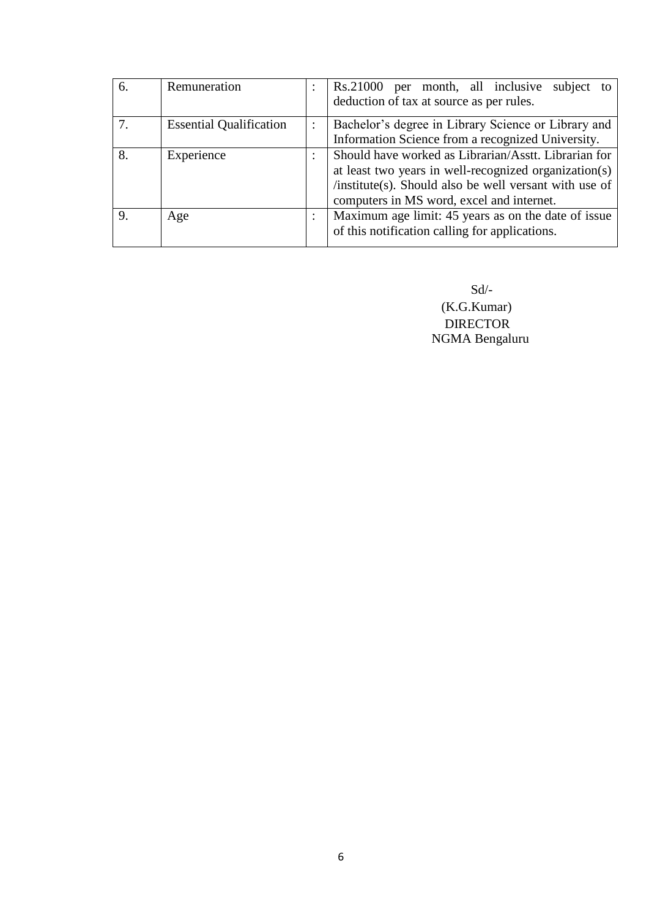| | | | |
|---|---|---|---|
| 6. | Remuneration | : | Rs.21000 per month, all inclusive subject to deduction of tax at source as per rules. |
| 7. | Essential Qualification | : | Bachelor's degree in Library Science or Library and Information Science from a recognized University. |
| 8. | Experience | : | Should have worked as Librarian/Asstt. Librarian for at least two years in well-recognized organization(s) /institute(s). Should also be well versant with use of computers in MS word, excel and internet. |
| 9. | Age | : | Maximum age limit: 45 years as on the date of issue of this notification calling for applications. |

Sd/-
(K.G.Kumar)
DIRECTOR
NGMA Bengaluru